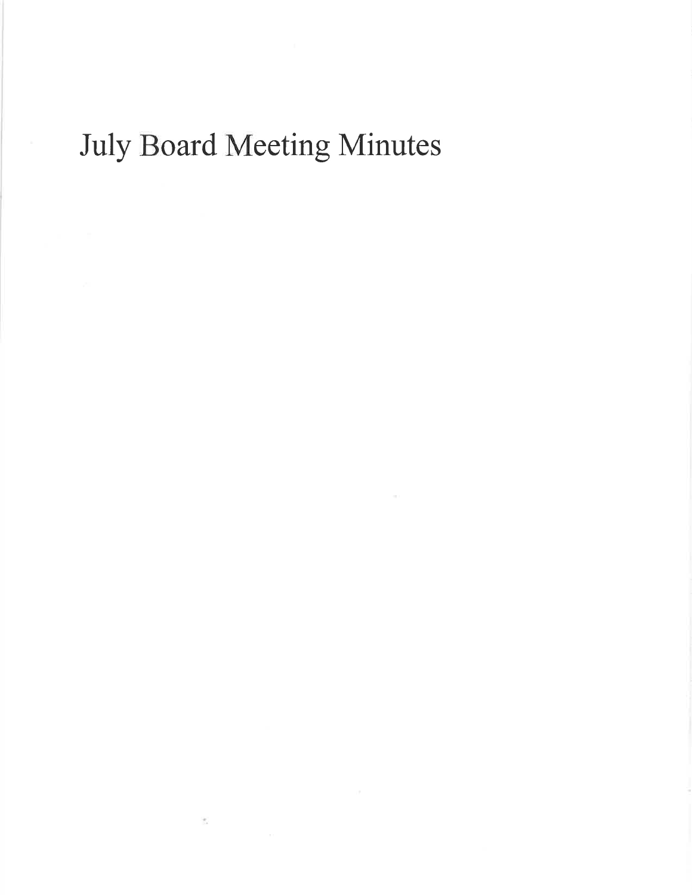# July Board Meeting Minutes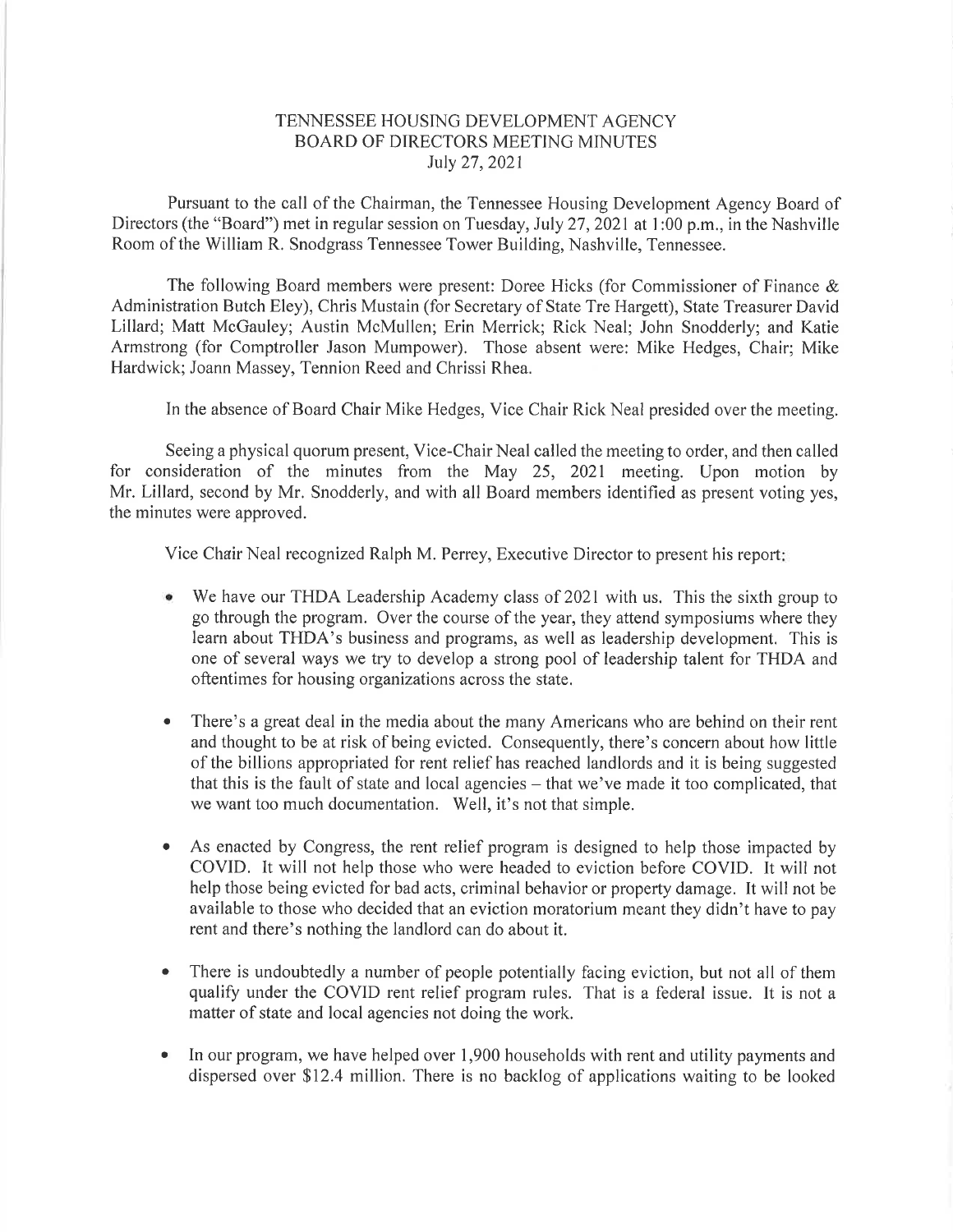# TENNESSEE HOUSING DEVELOPMENT AGENCY
## BOARD OF DIRECTORS MEETING MINUTES
### July 27, 2021

Pursuant to the call of the Chairman, the Tennessee Housing Development Agency Board of Directors (the "Board") met in regular session on Tuesday, July 27, 2021 at 1:00 p.m., in the Nashville Room of the William R. Snodgrass Tennessee Tower Building, Nashville, Tennessee.

The following Board members were present: Doree Hicks (for Commissioner of Finance & Administration Butch Eley), Chris Mustain (for Secretary of State Tre Hargett), State Treasurer David Lillard; Matt McGauley; Austin McMullen; Erin Merrick; Rick Neal; John Snodderly; and Katie Armstrong (for Comptroller Jason Mumpower). Those absent were: Mike Hedges, Chair; Mike Hardwick; Joann Massey, Tennion Reed and Chrissi Rhea.

In the absence of Board Chair Mike Hedges, Vice Chair Rick Neal presided over the meeting.

Seeing a physical quorum present, Vice-Chair Neal called the meeting to order, and then called for consideration of the minutes from the May 25, 2021 meeting. Upon motion by Mr. Lillard, second by Mr. Snodderly, and with all Board members identified as present voting yes, the minutes were approved.

Vice Chair Neal recognized Ralph M. Perrey, Executive Director to present his report:

- We have our THDA Leadership Academy class of 2021 with us. This the sixth group to go through the program. Over the course of the year, they attend symposiums where they learn about THDA's business and programs, as well as leadership development. This is one of several ways we try to develop a strong pool of leadership talent for THDA and oftentimes for housing organizations across the state.

- There's a great deal in the media about the many Americans who are behind on their rent and thought to be at risk of being evicted. Consequently, there's concern about how little of the billions appropriated for rent relief has reached landlords and it is being suggested that this is the fault of state and local agencies – that we've made it too complicated, that we want too much documentation. Well, it's not that simple.

- As enacted by Congress, the rent relief program is designed to help those impacted by COVID. It will not help those who were headed to eviction before COVID. It will not help those being evicted for bad acts, criminal behavior or property damage. It will not be available to those who decided that an eviction moratorium meant they didn't have to pay rent and there's nothing the landlord can do about it.

- There is undoubtedly a number of people potentially facing eviction, but not all of them qualify under the COVID rent relief program rules. That is a federal issue. It is not a matter of state and local agencies not doing the work.

- In our program, we have helped over 1,900 households with rent and utility payments and dispersed over $12.4 million. There is no backlog of applications waiting to be looked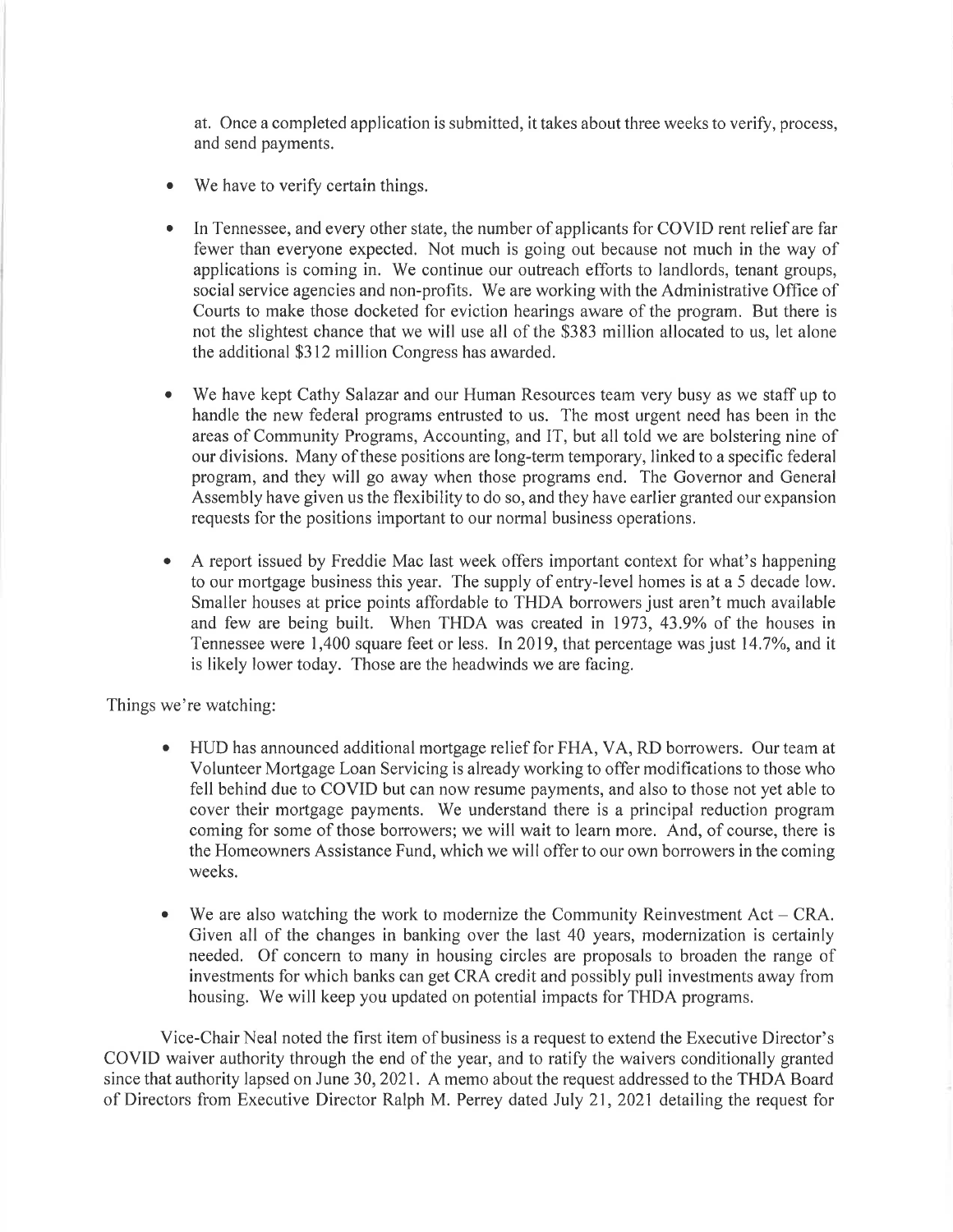at. Once a completed application is submitted, it takes about three weeks to verify, process, and send payments.

- We have to verify certain things.

- In Tennessee, and every other state, the number of applicants for COVID rent relief are far fewer than everyone expected. Not much is going out because not much in the way of applications is coming in. We continue our outreach efforts to landlords, tenant groups, social service agencies and non-profits. We are working with the Administrative Office of Courts to make those docketed for eviction hearings aware of the program. But there is not the slightest chance that we will use all of the $383 million allocated to us, let alone the additional $312 million Congress has awarded.

- We have kept Cathy Salazar and our Human Resources team very busy as we staff up to handle the new federal programs entrusted to us. The most urgent need has been in the areas of Community Programs, Accounting, and IT, but all told we are bolstering nine of our divisions. Many of these positions are long-term temporary, linked to a specific federal program, and they will go away when those programs end. The Governor and General Assembly have given us the flexibility to do so, and they have earlier granted our expansion requests for the positions important to our normal business operations.

- A report issued by Freddie Mac last week offers important context for what's happening to our mortgage business this year. The supply of entry-level homes is at a 5 decade low. Smaller houses at price points affordable to THDA borrowers just aren't much available and few are being built. When THDA was created in 1973, 43.9% of the houses in Tennessee were 1,400 square feet or less. In 2019, that percentage was just 14.7%, and it is likely lower today. Those are the headwinds we are facing.

Things we're watching:

- HUD has announced additional mortgage relief for FHA, VA, RD borrowers. Our team at Volunteer Mortgage Loan Servicing is already working to offer modifications to those who fell behind due to COVID but can now resume payments, and also to those not yet able to cover their mortgage payments. We understand there is a principal reduction program coming for some of those borrowers; we will wait to learn more. And, of course, there is the Homeowners Assistance Fund, which we will offer to our own borrowers in the coming weeks.

- We are also watching the work to modernize the Community Reinvestment Act – CRA. Given all of the changes in banking over the last 40 years, modernization is certainly needed. Of concern to many in housing circles are proposals to broaden the range of investments for which banks can get CRA credit and possibly pull investments away from housing. We will keep you updated on potential impacts for THDA programs.

Vice-Chair Neal noted the first item of business is a request to extend the Executive Director's COVID waiver authority through the end of the year, and to ratify the waivers conditionally granted since that authority lapsed on June 30, 2021. A memo about the request addressed to the THDA Board of Directors from Executive Director Ralph M. Perrey dated July 21, 2021 detailing the request for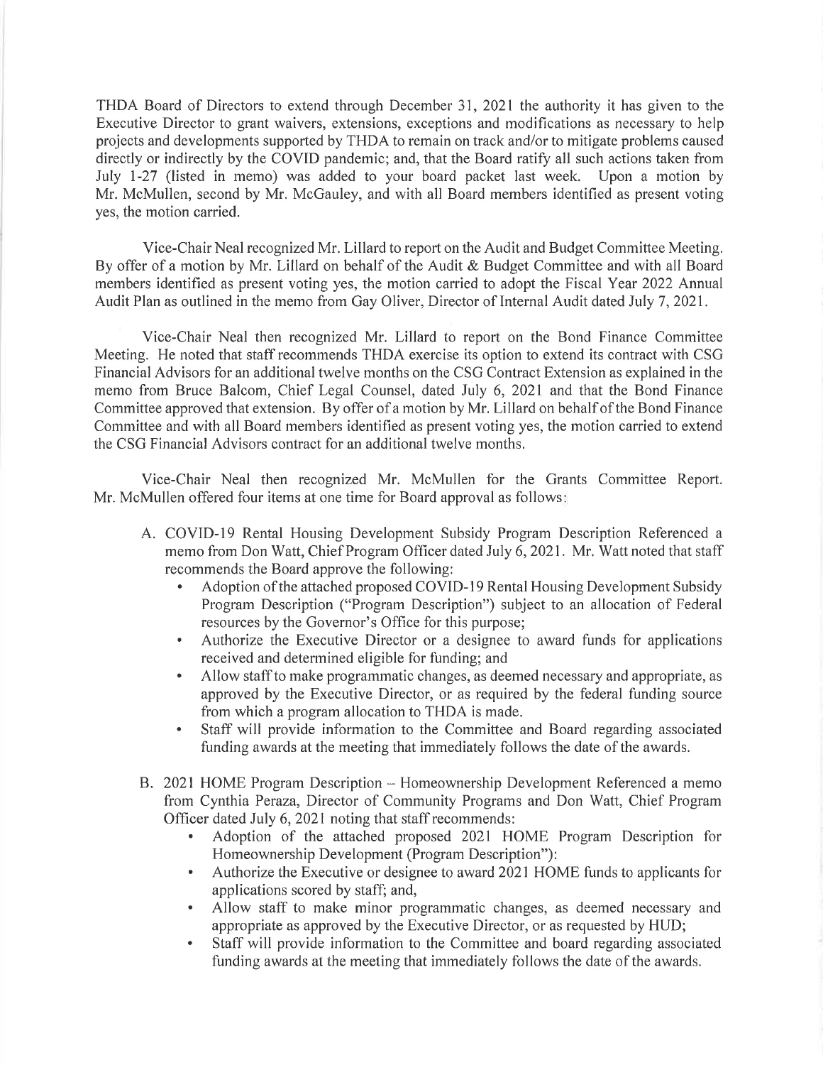THDA Board of Directors to extend through December 31, 2021 the authority it has given to the Executive Director to grant waivers, extensions, exceptions and modifications as necessary to help projects and developments supported by THDA to remain on track and/or to mitigate problems caused directly or indirectly by the COVID pandemic; and, that the Board ratify all such actions taken from July 1-27 (listed in memo) was added to your board packet last week. Upon a motion by Mr. McMullen, second by Mr. McGauley, and with all Board members identified as present voting yes, the motion carried.

Vice-Chair Neal recognized Mr. Lillard to report on the Audit and Budget Committee Meeting. By offer of a motion by Mr. Lillard on behalf of the Audit & Budget Committee and with all Board members identified as present voting yes, the motion carried to adopt the Fiscal Year 2022 Annual Audit Plan as outlined in the memo from Gay Oliver, Director of Internal Audit dated July 7, 2021.

Vice-Chair Neal then recognized Mr. Lillard to report on the Bond Finance Committee Meeting. He noted that staff recommends THDA exercise its option to extend its contract with CSG Financial Advisors for an additional twelve months on the CSG Contract Extension as explained in the memo from Bruce Balcom, Chief Legal Counsel, dated July 6, 2021 and that the Bond Finance Committee approved that extension. By offer of a motion by Mr. Lillard on behalf of the Bond Finance Committee and with all Board members identified as present voting yes, the motion carried to extend the CSG Financial Advisors contract for an additional twelve months.

Vice-Chair Neal then recognized Mr. McMullen for the Grants Committee Report. Mr. McMullen offered four items at one time for Board approval as follows:

A. COVID-19 Rental Housing Development Subsidy Program Description Referenced a memo from Don Watt, Chief Program Officer dated July 6, 2021. Mr. Watt noted that staff recommends the Board approve the following:
   - Adoption of the attached proposed COVID-19 Rental Housing Development Subsidy Program Description ("Program Description") subject to an allocation of Federal resources by the Governor's Office for this purpose;
   - Authorize the Executive Director or a designee to award funds for applications received and determined eligible for funding; and
   - Allow staff to make programmatic changes, as deemed necessary and appropriate, as approved by the Executive Director, or as required by the federal funding source from which a program allocation to THDA is made.
   - Staff will provide information to the Committee and Board regarding associated funding awards at the meeting that immediately follows the date of the awards.

B. 2021 HOME Program Description – Homeownership Development Referenced a memo from Cynthia Peraza, Director of Community Programs and Don Watt, Chief Program Officer dated July 6, 2021 noting that staff recommends:
   - Adoption of the attached proposed 2021 HOME Program Description for Homeownership Development (Program Description"):
   - Authorize the Executive or designee to award 2021 HOME funds to applicants for applications scored by staff; and,
   - Allow staff to make minor programmatic changes, as deemed necessary and appropriate as approved by the Executive Director, or as requested by HUD;
   - Staff will provide information to the Committee and board regarding associated funding awards at the meeting that immediately follows the date of the awards.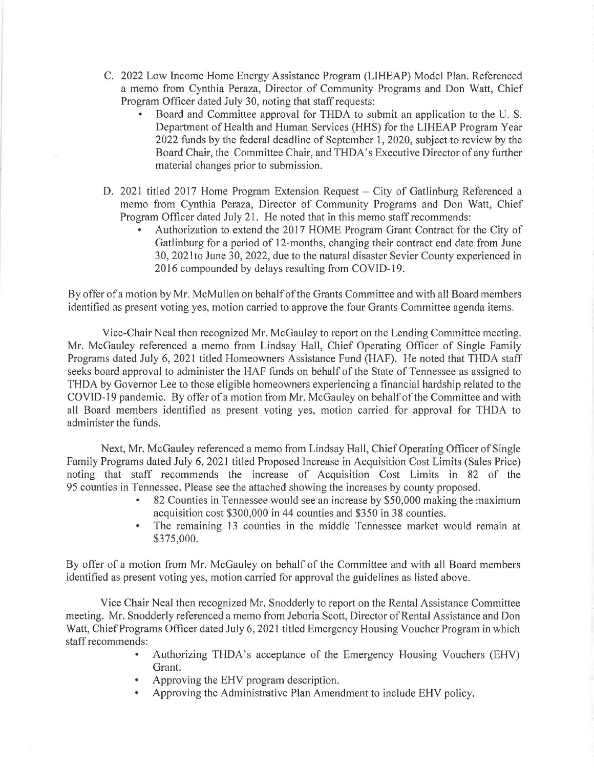C. 2022 Low Income Home Energy Assistance Program (LIHEAP) Model Plan. Referenced a memo from Cynthia Peraza, Director of Community Programs and Don Watt, Chief Program Officer dated July 30, noting that staff requests:
   - Board and Committee approval for THDA to submit an application to the U. S. Department of Health and Human Services (HHS) for the LIHEAP Program Year 2022 funds by the federal deadline of September 1, 2020, subject to review by the Board Chair, the Committee Chair, and THDA's Executive Director of any further material changes prior to submission.

D. 2021 titled 2017 Home Program Extension Request – City of Gatlinburg Referenced a memo from Cynthia Peraza, Director of Community Programs and Don Watt, Chief Program Officer dated July 21. He noted that in this memo staff recommends:
   - Authorization to extend the 2017 HOME Program Grant Contract for the City of Gatlinburg for a period of 12-months, changing their contract end date from June 30, 2021to June 30, 2022, due to the natural disaster Sevier County experienced in 2016 compounded by delays resulting from COVID-19.

By offer of a motion by Mr. McMullen on behalf of the Grants Committee and with all Board members identified as present voting yes, motion carried to approve the four Grants Committee agenda items.

Vice-Chair Neal then recognized Mr. McGauley to report on the Lending Committee meeting. Mr. McGauley referenced a memo from Lindsay Hall, Chief Operating Officer of Single Family Programs dated July 6, 2021 titled Homeowners Assistance Fund (HAF). He noted that THDA staff seeks board approval to administer the HAF funds on behalf of the State of Tennessee as assigned to THDA by Governor Lee to those eligible homeowners experiencing a financial hardship related to the COVID-19 pandemic. By offer of a motion from Mr. McGauley on behalf of the Committee and with all Board members identified as present voting yes, motion carried for approval for THDA to administer the funds.

Next, Mr. McGauley referenced a memo from Lindsay Hall, Chief Operating Officer of Single Family Programs dated July 6, 2021 titled Proposed Increase in Acquisition Cost Limits (Sales Price) noting that staff recommends the increase of Acquisition Cost Limits in 82 of the 95 counties in Tennessee. Please see the attached showing the increases by county proposed.

- 82 Counties in Tennessee would see an increase by $50,000 making the maximum acquisition cost $300,000 in 44 counties and $350 in 38 counties.
- The remaining 13 counties in the middle Tennessee market would remain at $375,000.

By offer of a motion from Mr. McGauley on behalf of the Committee and with all Board members identified as present voting yes, motion carried for approval the guidelines as listed above.

Vice Chair Neal then recognized Mr. Snodderly to report on the Rental Assistance Committee meeting. Mr. Snodderly referenced a memo from Jeboria Scott, Director of Rental Assistance and Don Watt, Chief Programs Officer dated July 6, 2021 titled Emergency Housing Voucher Program in which staff recommends:

- Authorizing THDA's acceptance of the Emergency Housing Vouchers (EHV) Grant.
- Approving the EHV program description.
- Approving the Administrative Plan Amendment to include EHV policy.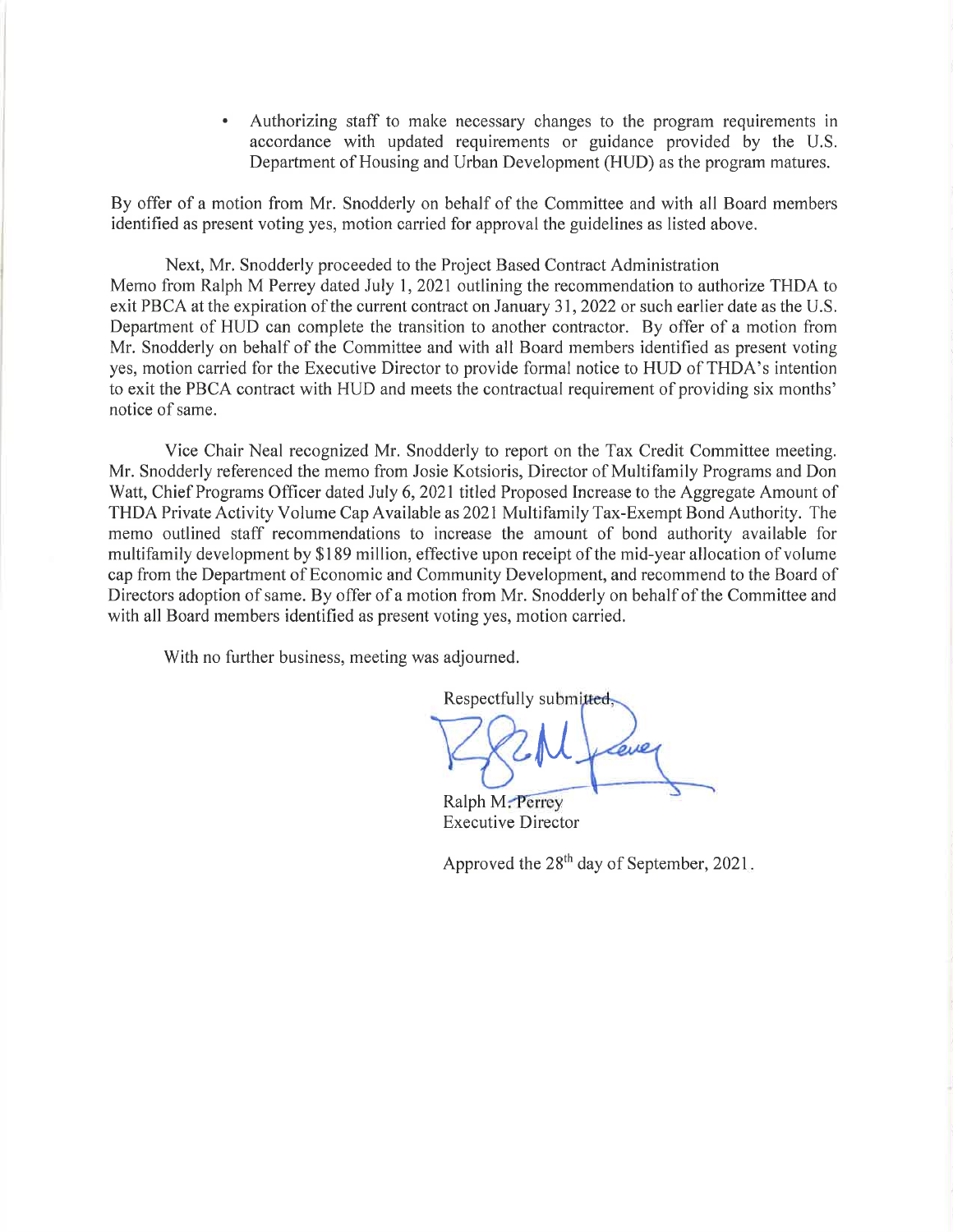- Authorizing staff to make necessary changes to the program requirements in accordance with updated requirements or guidance provided by the U.S. Department of Housing and Urban Development (HUD) as the program matures.

By offer of a motion from Mr. Snodderly on behalf of the Committee and with all Board members identified as present voting yes, motion carried for approval the guidelines as listed above.

Next, Mr. Snodderly proceeded to the Project Based Contract Administration Memo from Ralph M Perrey dated July 1, 2021 outlining the recommendation to authorize THDA to exit PBCA at the expiration of the current contract on January 31, 2022 or such earlier date as the U.S. Department of HUD can complete the transition to another contractor. By offer of a motion from Mr. Snodderly on behalf of the Committee and with all Board members identified as present voting yes, motion carried for the Executive Director to provide formal notice to HUD of THDA's intention to exit the PBCA contract with HUD and meets the contractual requirement of providing six months' notice of same.

Vice Chair Neal recognized Mr. Snodderly to report on the Tax Credit Committee meeting. Mr. Snodderly referenced the memo from Josie Kotsioris, Director of Multifamily Programs and Don Watt, Chief Programs Officer dated July 6, 2021 titled Proposed Increase to the Aggregate Amount of THDA Private Activity Volume Cap Available as 2021 Multifamily Tax-Exempt Bond Authority. The memo outlined staff recommendations to increase the amount of bond authority available for multifamily development by $189 million, effective upon receipt of the mid-year allocation of volume cap from the Department of Economic and Community Development, and recommend to the Board of Directors adoption of same. By offer of a motion from Mr. Snodderly on behalf of the Committee and with all Board members identified as present voting yes, motion carried.

With no further business, meeting was adjourned.

Respectfully submitted,

Ralph M. Perrey
Executive Director

Approved the 28th day of September, 2021.